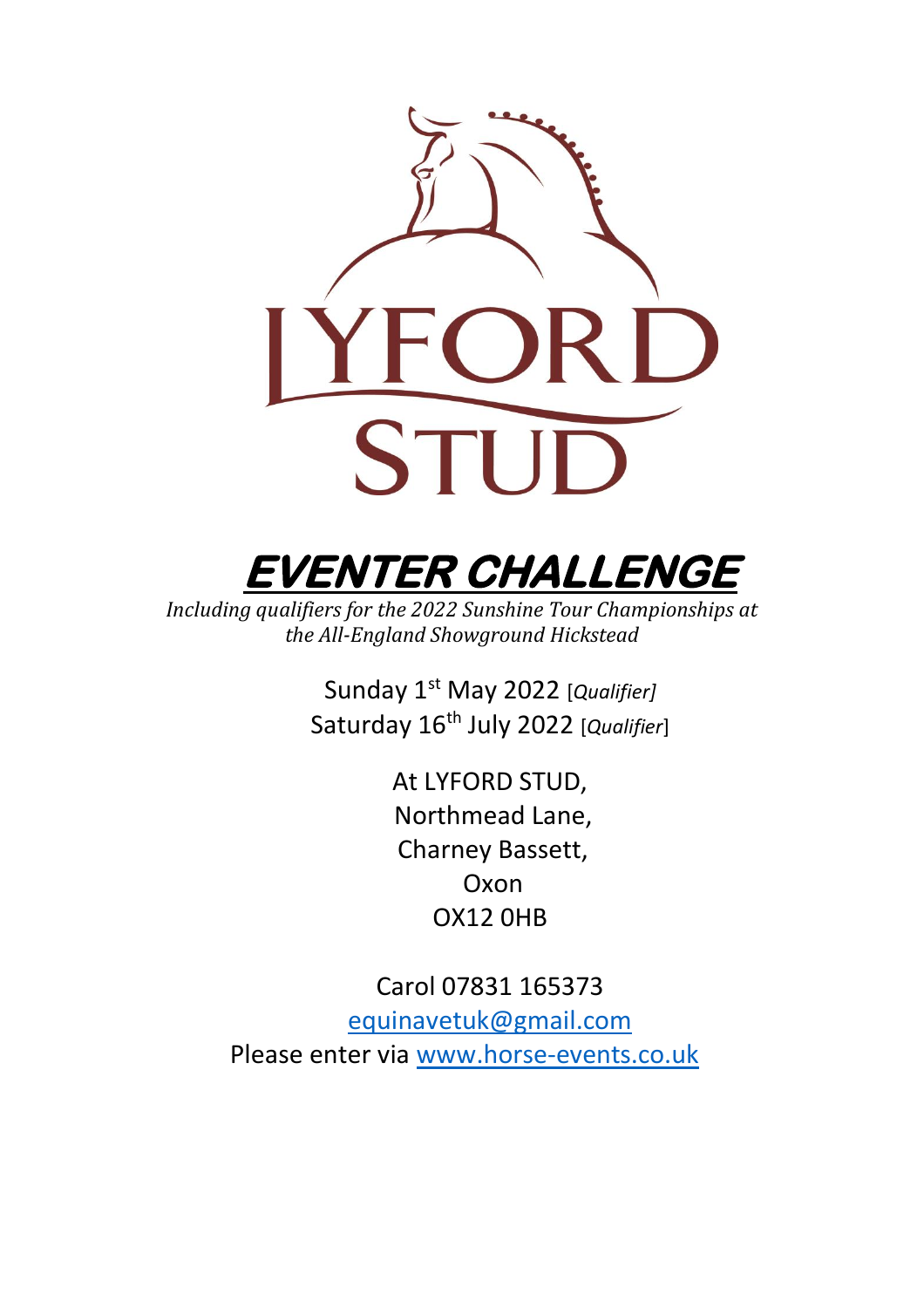# LYFORD STUD

# EVENTER CHALLENGE

*Including qualifiers for the 2022 Sunshine Tour Championships at the All-England Showground Hickstead*

Sunday 1st May 2022 [*Qualifier]*
Saturday 16th July 2022 [*Qualifier*]

At LYFORD STUD,
Northmead Lane,
Charney Bassett,
Oxon
OX12 0HB

Carol 07831 165373
equinavetuk@gmail.com
Please enter via www.horse-events.co.uk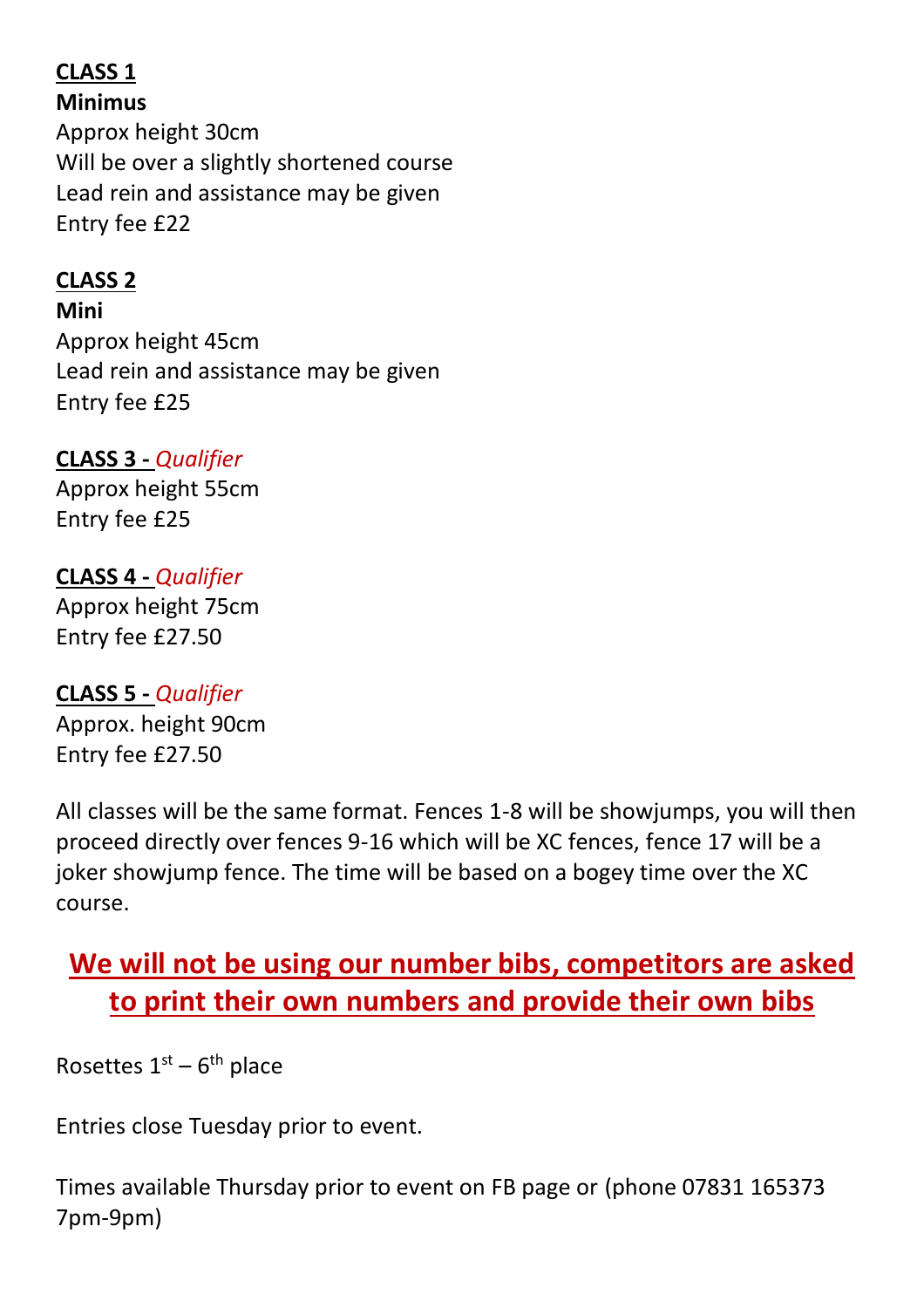**CLASS 1**
**Minimus**
Approx height 30cm
Will be over a slightly shortened course
Lead rein and assistance may be given
Entry fee £22

**CLASS 2**
**Mini**
Approx height 45cm
Lead rein and assistance may be given
Entry fee £25

**CLASS 3 -** *Qualifier*
Approx height 55cm
Entry fee £25

**CLASS 4 -** *Qualifier*
Approx height 75cm
Entry fee £27.50

**CLASS 5 -** *Qualifier*
Approx. height 90cm
Entry fee £27.50

All classes will be the same format. Fences 1-8 will be showjumps, you will then proceed directly over fences 9-16 which will be XC fences, fence 17 will be a joker showjump fence. The time will be based on a bogey time over the XC course.

## **We will not be using our number bibs, competitors are asked to print their own numbers and provide their own bibs**

Rosettes 1st – 6th place

Entries close Tuesday prior to event.

Times available Thursday prior to event on FB page or (phone 07831 165373 7pm-9pm)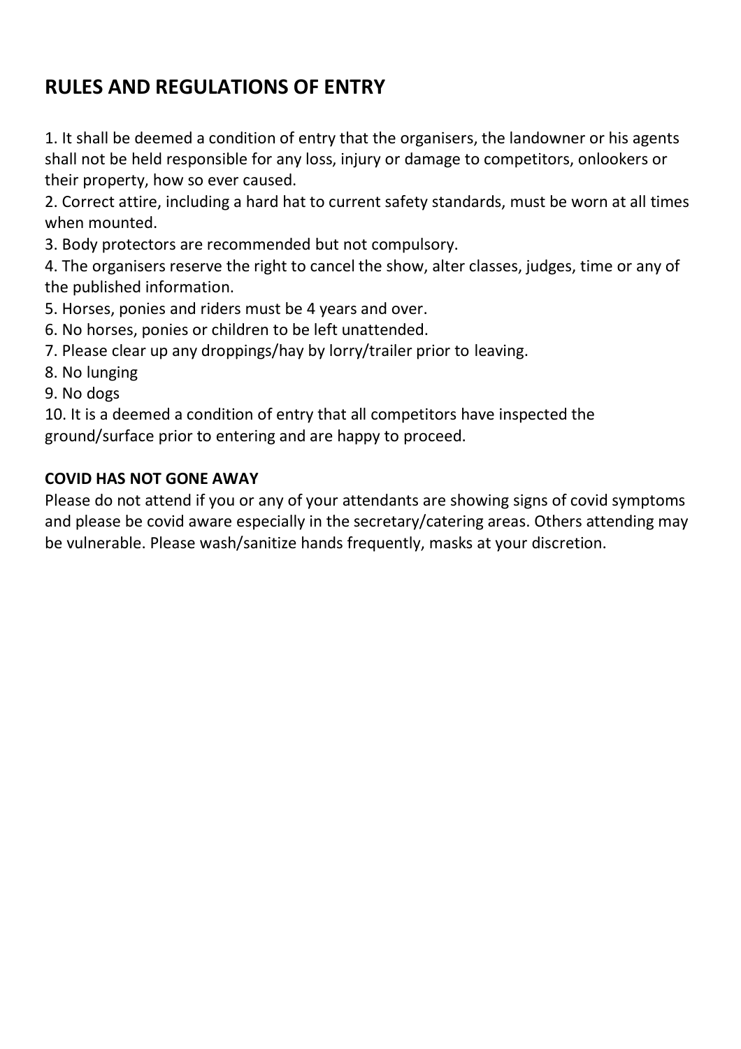## RULES AND REGULATIONS OF ENTRY

1. It shall be deemed a condition of entry that the organisers, the landowner or his agents shall not be held responsible for any loss, injury or damage to competitors, onlookers or their property, how so ever caused.
2. Correct attire, including a hard hat to current safety standards, must be worn at all times when mounted.
3. Body protectors are recommended but not compulsory.
4. The organisers reserve the right to cancel the show, alter classes, judges, time or any of the published information.
5. Horses, ponies and riders must be 4 years and over.
6. No horses, ponies or children to be left unattended.
7. Please clear up any droppings/hay by lorry/trailer prior to leaving.
8. No lunging
9. No dogs
10. It is a deemed a condition of entry that all competitors have inspected the ground/surface prior to entering and are happy to proceed.

**COVID HAS NOT GONE AWAY**

Please do not attend if you or any of your attendants are showing signs of covid symptoms and please be covid aware especially in the secretary/catering areas. Others attending may be vulnerable. Please wash/sanitize hands frequently, masks at your discretion.